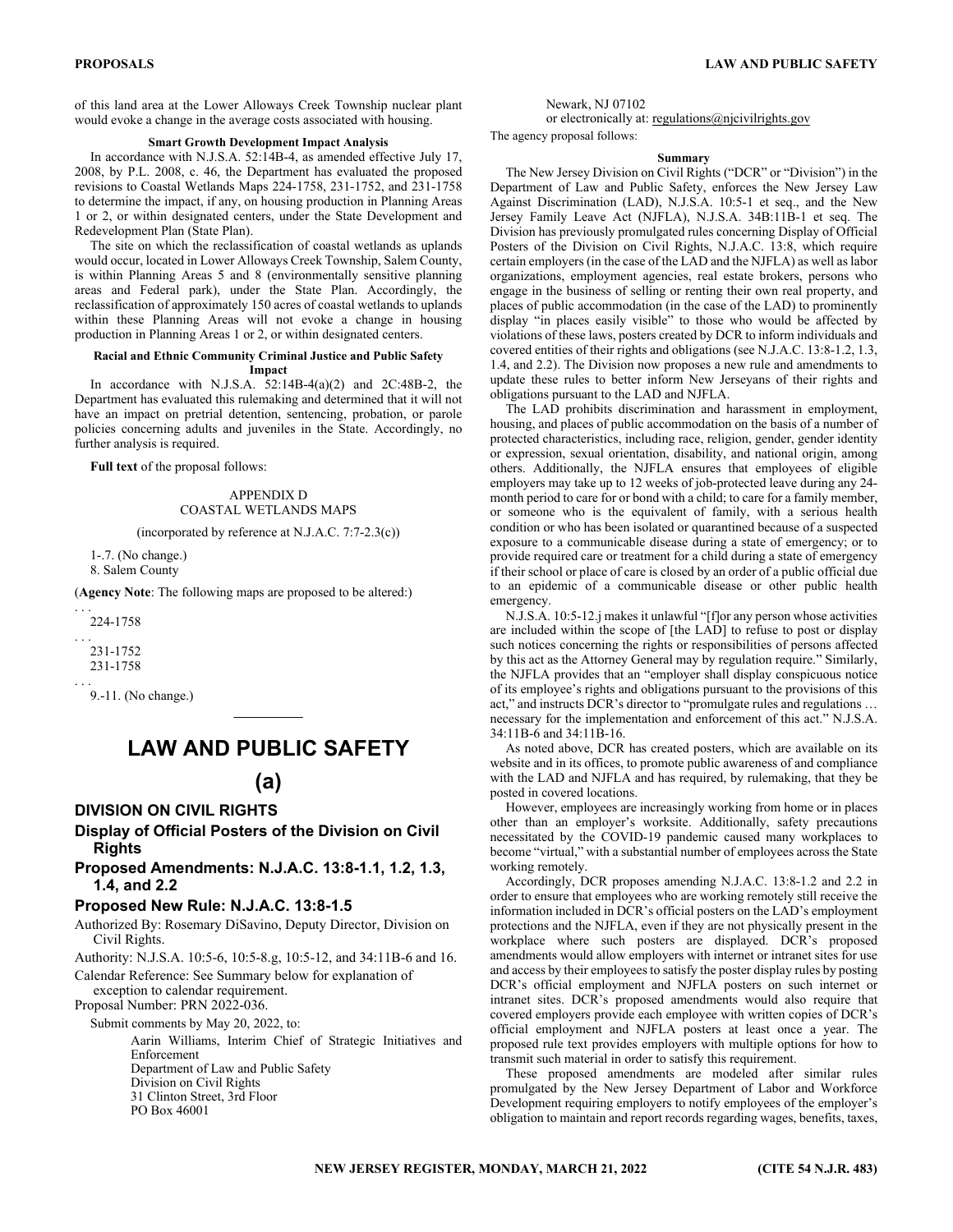of this land area at the Lower Alloways Creek Township nuclear plant would evoke a change in the average costs associated with housing.

**Smart Growth Development Impact Analysis**

In accordance with N.J.S.A. 52:14B-4, as amended effective July 17, 2008, by P.L. 2008, c. 46, the Department has evaluated the proposed revisions to Coastal Wetlands Maps 224-1758, 231-1752, and 231-1758 to determine the impact, if any, on housing production in Planning Areas 1 or 2, or within designated centers, under the State Development and Redevelopment Plan (State Plan).

The site on which the reclassification of coastal wetlands as uplands would occur, located in Lower Alloways Creek Township, Salem County, is within Planning Areas 5 and 8 (environmentally sensitive planning areas and Federal park), under the State Plan. Accordingly, the reclassification of approximately 150 acres of coastal wetlands to uplands within these Planning Areas will not evoke a change in housing production in Planning Areas 1 or 2, or within designated centers.

**Racial and Ethnic Community Criminal Justice and Public Safety Impact**

In accordance with N.J.S.A. 52:14B-4(a)(2) and 2C:48B-2, the Department has evaluated this rulemaking and determined that it will not have an impact on pretrial detention, sentencing, probation, or parole policies concerning adults and juveniles in the State. Accordingly, no further analysis is required.

**Full text** of the proposal follows:

APPENDIX D
COASTAL WETLANDS MAPS

(incorporated by reference at N.J.A.C. 7:7-2.3(c))

1-.7. (No change.)
8. Salem County

(**Agency Note**: The following maps are proposed to be altered:)

. . .
224-1758
. . .
231-1752
231-1758
. . .
9.-11. (No change.)

---

# LAW AND PUBLIC SAFETY

## (a)

### DIVISION ON CIVIL RIGHTS

### Display of Official Posters of the Division on Civil Rights

### Proposed Amendments: N.J.A.C. 13:8-1.1, 1.2, 1.3, 1.4, and 2.2

### Proposed New Rule: N.J.A.C. 13:8-1.5

Authorized By: Rosemary DiSavino, Deputy Director, Division on Civil Rights.

Authority: N.J.S.A. 10:5-6, 10:5-8.g, 10:5-12, and 34:11B-6 and 16.

Calendar Reference: See Summary below for explanation of exception to calendar requirement.

Proposal Number: PRN 2022-036.

Submit comments by May 20, 2022, to:

Aarin Williams, Interim Chief of Strategic Initiatives and Enforcement
Department of Law and Public Safety
Division on Civil Rights
31 Clinton Street, 3rd Floor
PO Box 46001
Newark, NJ 07102
or electronically at: regulations@njcivilrights.gov

The agency proposal follows:

**Summary**

The New Jersey Division on Civil Rights ("DCR" or "Division") in the Department of Law and Public Safety, enforces the New Jersey Law Against Discrimination (LAD), N.J.S.A. 10:5-1 et seq., and the New Jersey Family Leave Act (NJFLA), N.J.S.A. 34B:11B-1 et seq. The Division has previously promulgated rules concerning Display of Official Posters of the Division on Civil Rights, N.J.A.C. 13:8, which require certain employers (in the case of the LAD and the NJFLA) as well as labor organizations, employment agencies, real estate brokers, persons who engage in the business of selling or renting their own real property, and places of public accommodation (in the case of the LAD) to prominently display "in places easily visible" to those who would be affected by violations of these laws, posters created by DCR to inform individuals and covered entities of their rights and obligations (see N.J.A.C. 13:8-1.2, 1.3, 1.4, and 2.2). The Division now proposes a new rule and amendments to update these rules to better inform New Jerseyans of their rights and obligations pursuant to the LAD and NJFLA.

The LAD prohibits discrimination and harassment in employment, housing, and places of public accommodation on the basis of a number of protected characteristics, including race, religion, gender, gender identity or expression, sexual orientation, disability, and national origin, among others. Additionally, the NJFLA ensures that employees of eligible employers may take up to 12 weeks of job-protected leave during any 24-month period to care for or bond with a child; to care for a family member, or someone who is the equivalent of family, with a serious health condition or who has been isolated or quarantined because of a suspected exposure to a communicable disease during a state of emergency; or to provide required care or treatment for a child during a state of emergency if their school or place of care is closed by an order of a public official due to an epidemic of a communicable disease or other public health emergency.

N.J.S.A. 10:5-12.j makes it unlawful "[f]or any person whose activities are included within the scope of [the LAD] to refuse to post or display such notices concerning the rights or responsibilities of persons affected by this act as the Attorney General may by regulation require." Similarly, the NJFLA provides that an "employer shall display conspicuous notice of its employee's rights and obligations pursuant to the provisions of this act," and instructs DCR's director to "promulgate rules and regulations … necessary for the implementation and enforcement of this act." N.J.S.A. 34:11B-6 and 34:11B-16.

As noted above, DCR has created posters, which are available on its website and in its offices, to promote public awareness of and compliance with the LAD and NJFLA and has required, by rulemaking, that they be posted in covered locations.

However, employees are increasingly working from home or in places other than an employer's worksite. Additionally, safety precautions necessitated by the COVID-19 pandemic caused many workplaces to become "virtual," with a substantial number of employees across the State working remotely.

Accordingly, DCR proposes amending N.J.A.C. 13:8-1.2 and 2.2 in order to ensure that employees who are working remotely still receive the information included in DCR's official posters on the LAD's employment protections and the NJFLA, even if they are not physically present in the workplace where such posters are displayed. DCR's proposed amendments would allow employers with internet or intranet sites for use and access by their employees to satisfy the poster display rules by posting DCR's official employment and NJFLA posters on such internet or intranet sites. DCR's proposed amendments would also require that covered employers provide each employee with written copies of DCR's official employment and NJFLA posters at least once a year. The proposed rule text provides employers with multiple options for how to transmit such material in order to satisfy this requirement.

These proposed amendments are modeled after similar rules promulgated by the New Jersey Department of Labor and Workforce Development requiring employers to notify employees of the employer's obligation to maintain and report records regarding wages, benefits, taxes,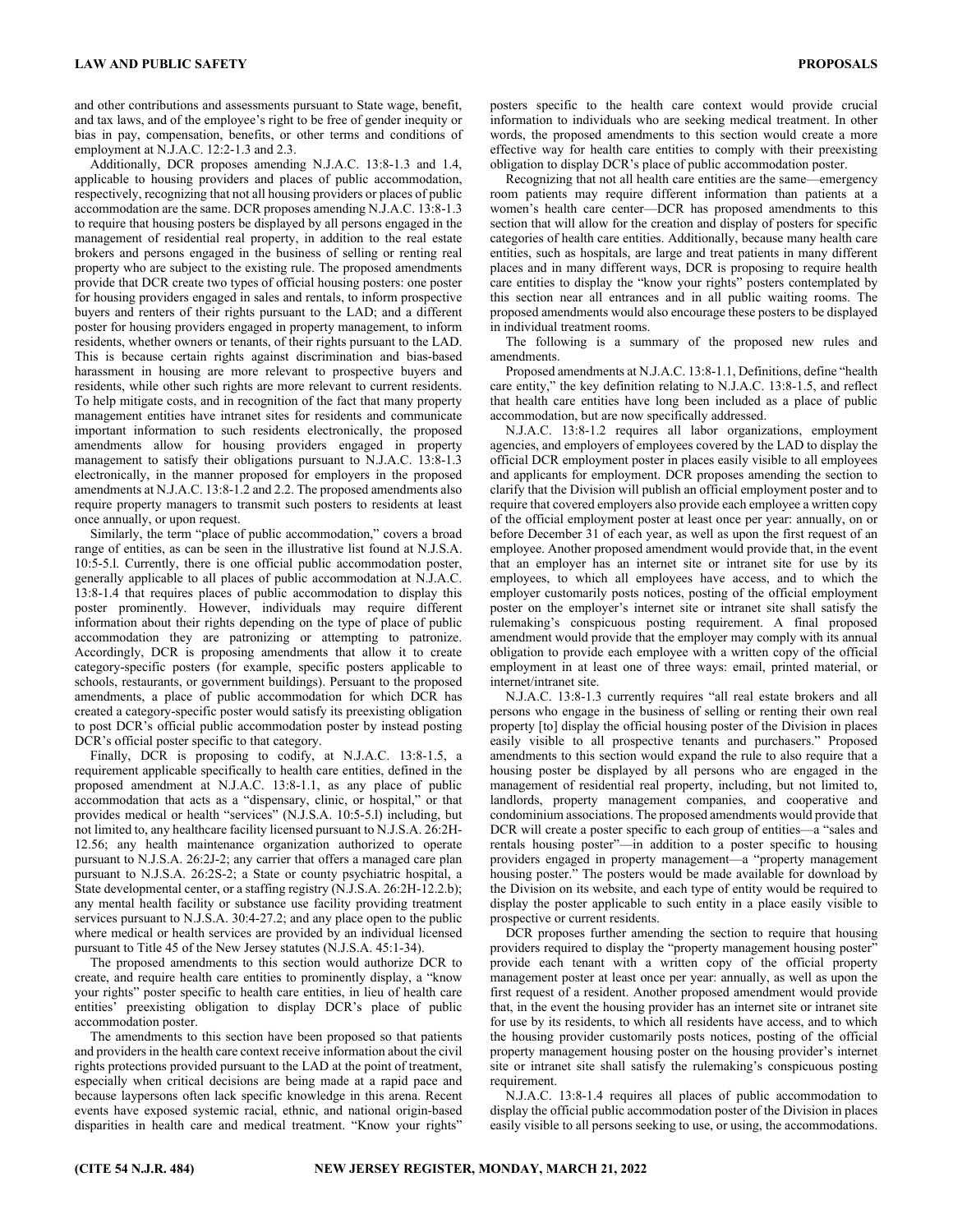and other contributions and assessments pursuant to State wage, benefit, and tax laws, and of the employee's right to be free of gender inequity or bias in pay, compensation, benefits, or other terms and conditions of employment at N.J.A.C. 12:2-1.3 and 2.3.

Additionally, DCR proposes amending N.J.A.C. 13:8-1.3 and 1.4, applicable to housing providers and places of public accommodation, respectively, recognizing that not all housing providers or places of public accommodation are the same. DCR proposes amending N.J.A.C. 13:8-1.3 to require that housing posters be displayed by all persons engaged in the management of residential real property, in addition to the real estate brokers and persons engaged in the business of selling or renting real property who are subject to the existing rule. The proposed amendments provide that DCR create two types of official housing posters: one poster for housing providers engaged in sales and rentals, to inform prospective buyers and renters of their rights pursuant to the LAD; and a different poster for housing providers engaged in property management, to inform residents, whether owners or tenants, of their rights pursuant to the LAD. This is because certain rights against discrimination and bias-based harassment in housing are more relevant to prospective buyers and residents, while other such rights are more relevant to current residents. To help mitigate costs, and in recognition of the fact that many property management entities have intranet sites for residents and communicate important information to such residents electronically, the proposed amendments allow for housing providers engaged in property management to satisfy their obligations pursuant to N.J.A.C. 13:8-1.3 electronically, in the manner proposed for employers in the proposed amendments at N.J.A.C. 13:8-1.2 and 2.2. The proposed amendments also require property managers to transmit such posters to residents at least once annually, or upon request.

Similarly, the term "place of public accommodation," covers a broad range of entities, as can be seen in the illustrative list found at N.J.S.A. 10:5-5.l. Currently, there is one official public accommodation poster, generally applicable to all places of public accommodation at N.J.A.C. 13:8-1.4 that requires places of public accommodation to display this poster prominently. However, individuals may require different information about their rights depending on the type of place of public accommodation they are patronizing or attempting to patronize. Accordingly, DCR is proposing amendments that allow it to create category-specific posters (for example, specific posters applicable to schools, restaurants, or government buildings). Persuant to the proposed amendments, a place of public accommodation for which DCR has created a category-specific poster would satisfy its preexisting obligation to post DCR's official public accommodation poster by instead posting DCR's official poster specific to that category.

Finally, DCR is proposing to codify, at N.J.A.C. 13:8-1.5, a requirement applicable specifically to health care entities, defined in the proposed amendment at N.J.A.C. 13:8-1.1, as any place of public accommodation that acts as a "dispensary, clinic, or hospital," or that provides medical or health "services" (N.J.S.A. 10:5-5.l) including, but not limited to, any healthcare facility licensed pursuant to N.J.S.A. 26:2H-12.56; any health maintenance organization authorized to operate pursuant to N.J.S.A. 26:2J-2; any carrier that offers a managed care plan pursuant to N.J.S.A. 26:2S-2; a State or county psychiatric hospital, a State developmental center, or a staffing registry (N.J.S.A. 26:2H-12.2.b); any mental health facility or substance use facility providing treatment services pursuant to N.J.S.A. 30:4-27.2; and any place open to the public where medical or health services are provided by an individual licensed pursuant to Title 45 of the New Jersey statutes (N.J.S.A. 45:1-34).

The proposed amendments to this section would authorize DCR to create, and require health care entities to prominently display, a "know your rights" poster specific to health care entities, in lieu of health care entities' preexisting obligation to display DCR's place of public accommodation poster.

The amendments to this section have been proposed so that patients and providers in the health care context receive information about the civil rights protections provided pursuant to the LAD at the point of treatment, especially when critical decisions are being made at a rapid pace and because laypersons often lack specific knowledge in this arena. Recent events have exposed systemic racial, ethnic, and national origin-based disparities in health care and medical treatment. "Know your rights" posters specific to the health care context would provide crucial information to individuals who are seeking medical treatment. In other words, the proposed amendments to this section would create a more effective way for health care entities to comply with their preexisting obligation to display DCR's place of public accommodation poster.

Recognizing that not all health care entities are the same—emergency room patients may require different information than patients at a women's health care center—DCR has proposed amendments to this section that will allow for the creation and display of posters for specific categories of health care entities. Additionally, because many health care entities, such as hospitals, are large and treat patients in many different places and in many different ways, DCR is proposing to require health care entities to display the "know your rights" posters contemplated by this section near all entrances and in all public waiting rooms. The proposed amendments would also encourage these posters to be displayed in individual treatment rooms.

The following is a summary of the proposed new rules and amendments.

Proposed amendments at N.J.A.C. 13:8-1.1, Definitions, define "health care entity," the key definition relating to N.J.A.C. 13:8-1.5, and reflect that health care entities have long been included as a place of public accommodation, but are now specifically addressed.

N.J.A.C. 13:8-1.2 requires all labor organizations, employment agencies, and employers of employees covered by the LAD to display the official DCR employment poster in places easily visible to all employees and applicants for employment. DCR proposes amending the section to clarify that the Division will publish an official employment poster and to require that covered employers also provide each employee a written copy of the official employment poster at least once per year: annually, on or before December 31 of each year, as well as upon the first request of an employee. Another proposed amendment would provide that, in the event that an employer has an internet site or intranet site for use by its employees, to which all employees have access, and to which the employer customarily posts notices, posting of the official employment poster on the employer's internet site or intranet site shall satisfy the rulemaking's conspicuous posting requirement. A final proposed amendment would provide that the employer may comply with its annual obligation to provide each employee with a written copy of the official employment in at least one of three ways: email, printed material, or internet/intranet site.

N.J.A.C. 13:8-1.3 currently requires "all real estate brokers and all persons who engage in the business of selling or renting their own real property [to] display the official housing poster of the Division in places easily visible to all prospective tenants and purchasers." Proposed amendments to this section would expand the rule to also require that a housing poster be displayed by all persons who are engaged in the management of residential real property, including, but not limited to, landlords, property management companies, and cooperative and condominium associations. The proposed amendments would provide that DCR will create a poster specific to each group of entities—a "sales and rentals housing poster"—in addition to a poster specific to housing providers engaged in property management—a "property management housing poster." The posters would be made available for download by the Division on its website, and each type of entity would be required to display the poster applicable to such entity in a place easily visible to prospective or current residents.

DCR proposes further amending the section to require that housing providers required to display the "property management housing poster" provide each tenant with a written copy of the official property management poster at least once per year: annually, as well as upon the first request of a resident. Another proposed amendment would provide that, in the event the housing provider has an internet site or intranet site for use by its residents, to which all residents have access, and to which the housing provider customarily posts notices, posting of the official property management housing poster on the housing provider's internet site or intranet site shall satisfy the rulemaking's conspicuous posting requirement.

N.J.A.C. 13:8-1.4 requires all places of public accommodation to display the official public accommodation poster of the Division in places easily visible to all persons seeking to use, or using, the accommodations.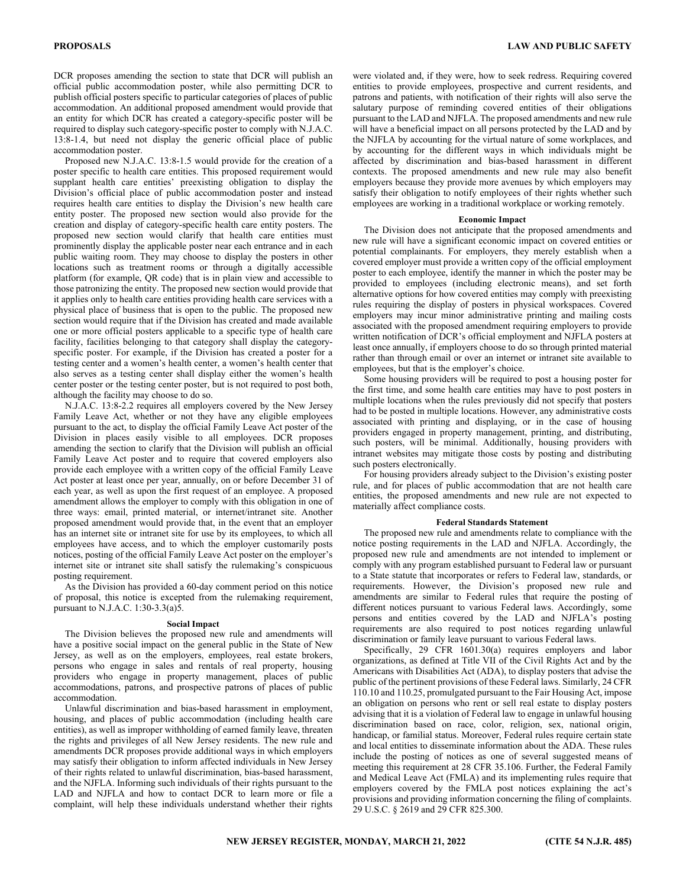DCR proposes amending the section to state that DCR will publish an official public accommodation poster, while also permitting DCR to publish official posters specific to particular categories of places of public accommodation. An additional proposed amendment would provide that an entity for which DCR has created a category-specific poster will be required to display such category-specific poster to comply with N.J.A.C. 13:8-1.4, but need not display the generic official place of public accommodation poster.

Proposed new N.J.A.C. 13:8-1.5 would provide for the creation of a poster specific to health care entities. This proposed requirement would supplant health care entities' preexisting obligation to display the Division's official place of public accommodation poster and instead requires health care entities to display the Division's new health care entity poster. The proposed new section would also provide for the creation and display of category-specific health care entity posters. The proposed new section would clarify that health care entities must prominently display the applicable poster near each entrance and in each public waiting room. They may choose to display the posters in other locations such as treatment rooms or through a digitally accessible platform (for example, QR code) that is in plain view and accessible to those patronizing the entity. The proposed new section would provide that it applies only to health care entities providing health care services with a physical place of business that is open to the public. The proposed new section would require that if the Division has created and made available one or more official posters applicable to a specific type of health care facility, facilities belonging to that category shall display the category-specific poster. For example, if the Division has created a poster for a testing center and a women's health center, a women's health center that also serves as a testing center shall display either the women's health center poster or the testing center poster, but is not required to post both, although the facility may choose to do so.

N.J.A.C. 13:8-2.2 requires all employers covered by the New Jersey Family Leave Act, whether or not they have any eligible employees pursuant to the act, to display the official Family Leave Act poster of the Division in places easily visible to all employees. DCR proposes amending the section to clarify that the Division will publish an official Family Leave Act poster and to require that covered employers also provide each employee with a written copy of the official Family Leave Act poster at least once per year, annually, on or before December 31 of each year, as well as upon the first request of an employee. A proposed amendment allows the employer to comply with this obligation in one of three ways: email, printed material, or internet/intranet site. Another proposed amendment would provide that, in the event that an employer has an internet site or intranet site for use by its employees, to which all employees have access, and to which the employer customarily posts notices, posting of the official Family Leave Act poster on the employer's internet site or intranet site shall satisfy the rulemaking's conspicuous posting requirement.

As the Division has provided a 60-day comment period on this notice of proposal, this notice is excepted from the rulemaking requirement, pursuant to N.J.A.C. 1:30-3.3(a)5.

### Social Impact

The Division believes the proposed new rule and amendments will have a positive social impact on the general public in the State of New Jersey, as well as on the employers, employees, real estate brokers, persons who engage in sales and rentals of real property, housing providers who engage in property management, places of public accommodations, patrons, and prospective patrons of places of public accommodation.

Unlawful discrimination and bias-based harassment in employment, housing, and places of public accommodation (including health care entities), as well as improper withholding of earned family leave, threaten the rights and privileges of all New Jersey residents. The new rule and amendments DCR proposes provide additional ways in which employers may satisfy their obligation to inform affected individuals in New Jersey of their rights related to unlawful discrimination, bias-based harassment, and the NJFLA. Informing such individuals of their rights pursuant to the LAD and NJFLA and how to contact DCR to learn more or file a complaint, will help these individuals understand whether their rights were violated and, if they were, how to seek redress. Requiring covered entities to provide employees, prospective and current residents, and patrons and patients, with notification of their rights will also serve the salutary purpose of reminding covered entities of their obligations pursuant to the LAD and NJFLA. The proposed amendments and new rule will have a beneficial impact on all persons protected by the LAD and by the NJFLA by accounting for the virtual nature of some workplaces, and by accounting for the different ways in which individuals might be affected by discrimination and bias-based harassment in different contexts. The proposed amendments and new rule may also benefit employers because they provide more avenues by which employers may satisfy their obligation to notify employees of their rights whether such employees are working in a traditional workplace or working remotely.

### Economic Impact

The Division does not anticipate that the proposed amendments and new rule will have a significant economic impact on covered entities or potential complainants. For employers, they merely establish when a covered employer must provide a written copy of the official employment poster to each employee, identify the manner in which the poster may be provided to employees (including electronic means), and set forth alternative options for how covered entities may comply with preexisting rules requiring the display of posters in physical workspaces. Covered employers may incur minor administrative printing and mailing costs associated with the proposed amendment requiring employers to provide written notification of DCR's official employment and NJFLA posters at least once annually, if employers choose to do so through printed material rather than through email or over an internet or intranet site available to employees, but that is the employer's choice.

Some housing providers will be required to post a housing poster for the first time, and some health care entities may have to post posters in multiple locations when the rules previously did not specify that posters had to be posted in multiple locations. However, any administrative costs associated with printing and displaying, or in the case of housing providers engaged in property management, printing, and distributing, such posters, will be minimal. Additionally, housing providers with intranet websites may mitigate those costs by posting and distributing such posters electronically.

For housing providers already subject to the Division's existing poster rule, and for places of public accommodation that are not health care entities, the proposed amendments and new rule are not expected to materially affect compliance costs.

### Federal Standards Statement

The proposed new rule and amendments relate to compliance with the notice posting requirements in the LAD and NJFLA. Accordingly, the proposed new rule and amendments are not intended to implement or comply with any program established pursuant to Federal law or pursuant to a State statute that incorporates or refers to Federal law, standards, or requirements. However, the Division's proposed new rule and amendments are similar to Federal rules that require the posting of different notices pursuant to various Federal laws. Accordingly, some persons and entities covered by the LAD and NJFLA's posting requirements are also required to post notices regarding unlawful discrimination or family leave pursuant to various Federal laws.

Specifically, 29 CFR 1601.30(a) requires employers and labor organizations, as defined at Title VII of the Civil Rights Act and by the Americans with Disabilities Act (ADA), to display posters that advise the public of the pertinent provisions of these Federal laws. Similarly, 24 CFR 110.10 and 110.25, promulgated pursuant to the Fair Housing Act, impose an obligation on persons who rent or sell real estate to display posters advising that it is a violation of Federal law to engage in unlawful housing discrimination based on race, color, religion, sex, national origin, handicap, or familial status. Moreover, Federal rules require certain state and local entities to disseminate information about the ADA. These rules include the posting of notices as one of several suggested means of meeting this requirement at 28 CFR 35.106. Further, the Federal Family and Medical Leave Act (FMLA) and its implementing rules require that employers covered by the FMLA post notices explaining the act's provisions and providing information concerning the filing of complaints. 29 U.S.C. § 2619 and 29 CFR 825.300.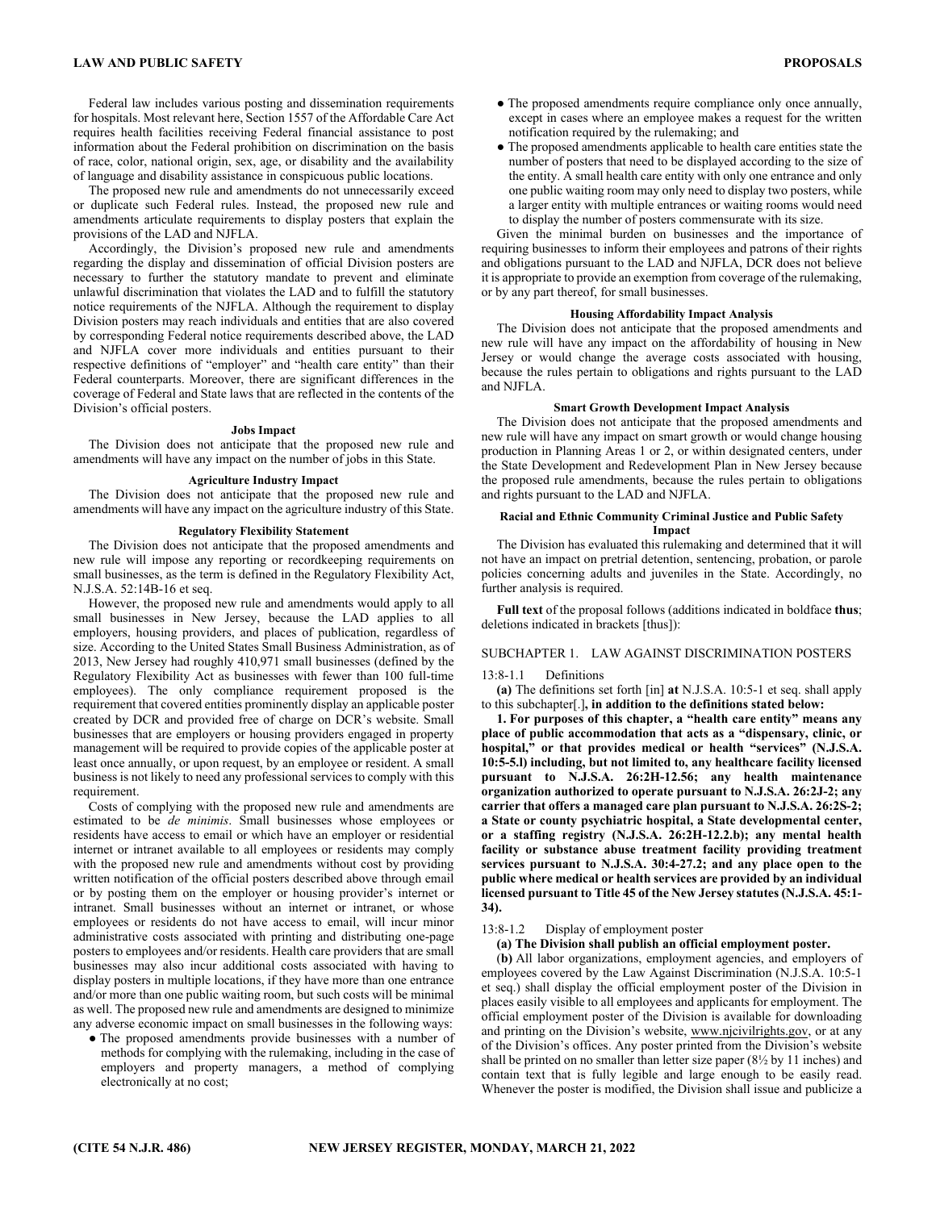Federal law includes various posting and dissemination requirements for hospitals. Most relevant here, Section 1557 of the Affordable Care Act requires health facilities receiving Federal financial assistance to post information about the Federal prohibition on discrimination on the basis of race, color, national origin, sex, age, or disability and the availability of language and disability assistance in conspicuous public locations.

The proposed new rule and amendments do not unnecessarily exceed or duplicate such Federal rules. Instead, the proposed new rule and amendments articulate requirements to display posters that explain the provisions of the LAD and NJFLA.

Accordingly, the Division's proposed new rule and amendments regarding the display and dissemination of official Division posters are necessary to further the statutory mandate to prevent and eliminate unlawful discrimination that violates the LAD and to fulfill the statutory notice requirements of the NJFLA. Although the requirement to display Division posters may reach individuals and entities that are also covered by corresponding Federal notice requirements described above, the LAD and NJFLA cover more individuals and entities pursuant to their respective definitions of "employer" and "health care entity" than their Federal counterparts. Moreover, there are significant differences in the coverage of Federal and State laws that are reflected in the contents of the Division's official posters.

#### Jobs Impact

The Division does not anticipate that the proposed new rule and amendments will have any impact on the number of jobs in this State.

#### Agriculture Industry Impact

The Division does not anticipate that the proposed new rule and amendments will have any impact on the agriculture industry of this State.

#### Regulatory Flexibility Statement

The Division does not anticipate that the proposed amendments and new rule will impose any reporting or recordkeeping requirements on small businesses, as the term is defined in the Regulatory Flexibility Act, N.J.S.A. 52:14B-16 et seq.

However, the proposed new rule and amendments would apply to all small businesses in New Jersey, because the LAD applies to all employers, housing providers, and places of publication, regardless of size. According to the United States Small Business Administration, as of 2013, New Jersey had roughly 410,971 small businesses (defined by the Regulatory Flexibility Act as businesses with fewer than 100 full-time employees). The only compliance requirement proposed is the requirement that covered entities prominently display an applicable poster created by DCR and provided free of charge on DCR's website. Small businesses that are employers or housing providers engaged in property management will be required to provide copies of the applicable poster at least once annually, or upon request, by an employee or resident. A small business is not likely to need any professional services to comply with this requirement.

Costs of complying with the proposed new rule and amendments are estimated to be *de minimis*. Small businesses whose employees or residents have access to email or which have an employer or residential internet or intranet available to all employees or residents may comply with the proposed new rule and amendments without cost by providing written notification of the official posters described above through email or by posting them on the employer or housing provider's internet or intranet. Small businesses without an internet or intranet, or whose employees or residents do not have access to email, will incur minor administrative costs associated with printing and distributing one-page posters to employees and/or residents. Health care providers that are small businesses may also incur additional costs associated with having to display posters in multiple locations, if they have more than one entrance and/or more than one public waiting room, but such costs will be minimal as well. The proposed new rule and amendments are designed to minimize any adverse economic impact on small businesses in the following ways:

- The proposed amendments provide businesses with a number of methods for complying with the rulemaking, including in the case of employers and property managers, a method of complying electronically at no cost;
- The proposed amendments require compliance only once annually, except in cases where an employee makes a request for the written notification required by the rulemaking; and
- The proposed amendments applicable to health care entities state the number of posters that need to be displayed according to the size of the entity. A small health care entity with only one entrance and only one public waiting room may only need to display two posters, while a larger entity with multiple entrances or waiting rooms would need to display the number of posters commensurate with its size.

Given the minimal burden on businesses and the importance of requiring businesses to inform their employees and patrons of their rights and obligations pursuant to the LAD and NJFLA, DCR does not believe it is appropriate to provide an exemption from coverage of the rulemaking, or by any part thereof, for small businesses.

#### Housing Affordability Impact Analysis

The Division does not anticipate that the proposed amendments and new rule will have any impact on the affordability of housing in New Jersey or would change the average costs associated with housing, because the rules pertain to obligations and rights pursuant to the LAD and NJFLA.

#### Smart Growth Development Impact Analysis

The Division does not anticipate that the proposed amendments and new rule will have any impact on smart growth or would change housing production in Planning Areas 1 or 2, or within designated centers, under the State Development and Redevelopment Plan in New Jersey because the proposed rule amendments, because the rules pertain to obligations and rights pursuant to the LAD and NJFLA.

#### Racial and Ethnic Community Criminal Justice and Public Safety Impact

The Division has evaluated this rulemaking and determined that it will not have an impact on pretrial detention, sentencing, probation, or parole policies concerning adults and juveniles in the State. Accordingly, no further analysis is required.

**Full text** of the proposal follows (additions indicated in boldface **thus**; deletions indicated in brackets [thus]):

SUBCHAPTER 1. LAW AGAINST DISCRIMINATION POSTERS

13:8-1.1 Definitions

**(a)** The definitions set forth [in] **at** N.J.S.A. 10:5-1 et seq. shall apply to this subchapter[.]**, in addition to the definitions stated below:**

**1. For purposes of this chapter, a "health care entity" means any place of public accommodation that acts as a "dispensary, clinic, or hospital," or that provides medical or health "services" (N.J.S.A. 10:5-5.l) including, but not limited to, any healthcare facility licensed pursuant to N.J.S.A. 26:2H-12.56; any health maintenance organization authorized to operate pursuant to N.J.S.A. 26:2J-2; any carrier that offers a managed care plan pursuant to N.J.S.A. 26:2S-2; a State or county psychiatric hospital, a State developmental center, or a staffing registry (N.J.S.A. 26:2H-12.2.b); any mental health facility or substance abuse treatment facility providing treatment services pursuant to N.J.S.A. 30:4-27.2; and any place open to the public where medical or health services are provided by an individual licensed pursuant to Title 45 of the New Jersey statutes (N.J.S.A. 45:1-34).**

13:8-1.2 Display of employment poster

**(a) The Division shall publish an official employment poster.**

(**b)** All labor organizations, employment agencies, and employers of employees covered by the Law Against Discrimination (N.J.S.A. 10:5-1 et seq.) shall display the official employment poster of the Division in places easily visible to all employees and applicants for employment. The official employment poster of the Division is available for downloading and printing on the Division's website, www.njcivilrights.gov, or at any of the Division's offices. Any poster printed from the Division's website shall be printed on no smaller than letter size paper (8½ by 11 inches) and contain text that is fully legible and large enough to be easily read. Whenever the poster is modified, the Division shall issue and publicize a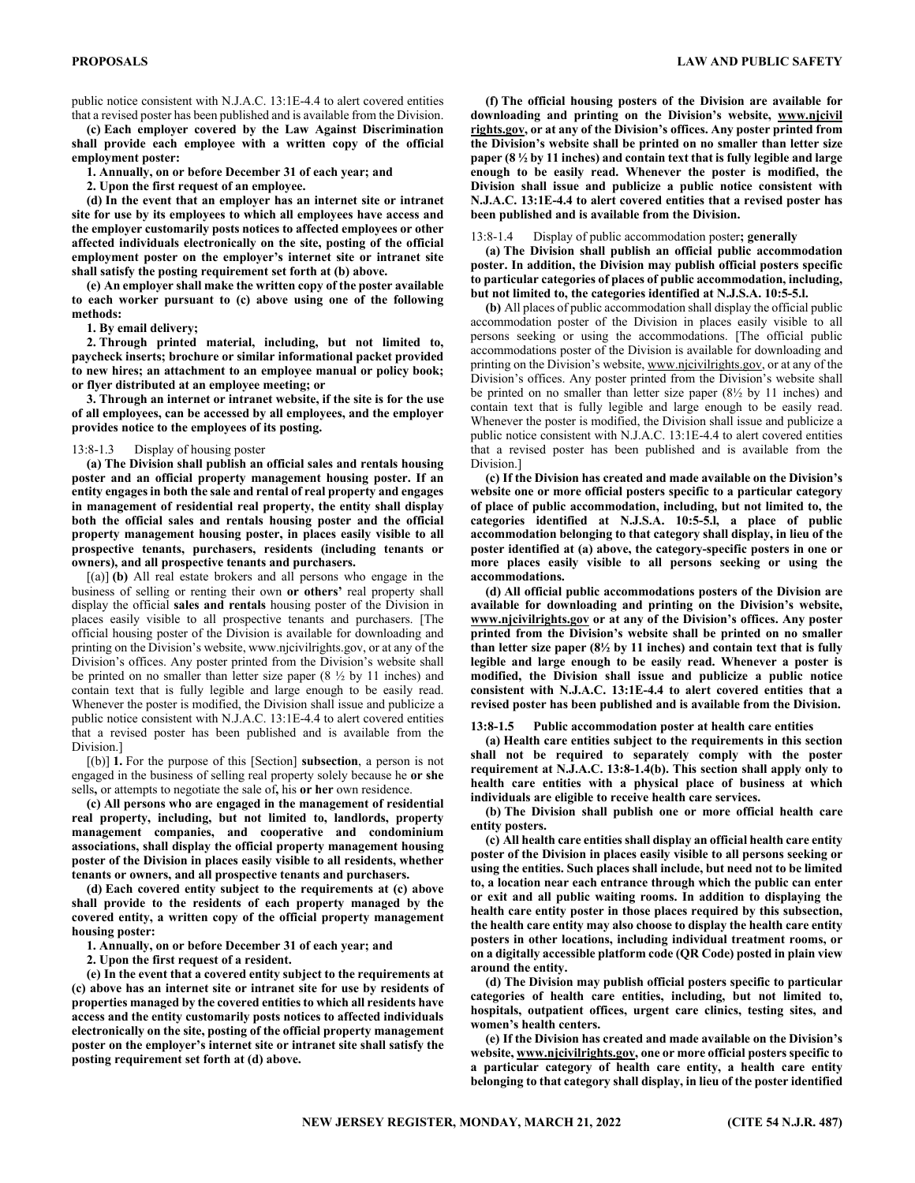public notice consistent with N.J.A.C. 13:1E-4.4 to alert covered entities that a revised poster has been published and is available from the Division.

**(c) Each employer covered by the Law Against Discrimination shall provide each employee with a written copy of the official employment poster:**

**1. Annually, on or before December 31 of each year; and**

**2. Upon the first request of an employee.**

**(d) In the event that an employer has an internet site or intranet site for use by its employees to which all employees have access and the employer customarily posts notices to affected employees or other affected individuals electronically on the site, posting of the official employment poster on the employer's internet site or intranet site shall satisfy the posting requirement set forth at (b) above.**

**(e) An employer shall make the written copy of the poster available to each worker pursuant to (c) above using one of the following methods:**

**1. By email delivery;**

**2. Through printed material, including, but not limited to, paycheck inserts; brochure or similar informational packet provided to new hires; an attachment to an employee manual or policy book; or flyer distributed at an employee meeting; or**

**3. Through an internet or intranet website, if the site is for the use of all employees, can be accessed by all employees, and the employer provides notice to the employees of its posting.**

13:8-1.3 Display of housing poster

**(a) The Division shall publish an official sales and rentals housing poster and an official property management housing poster. If an entity engages in both the sale and rental of real property and engages in management of residential real property, the entity shall display both the official sales and rentals housing poster and the official property management housing poster, in places easily visible to all prospective tenants, purchasers, residents (including tenants or owners), and all prospective tenants and purchasers.**

[(a)] **(b)** All real estate brokers and all persons who engage in the business of selling or renting their own **or others'** real property shall display the official **sales and rentals** housing poster of the Division in places easily visible to all prospective tenants and purchasers. [The official housing poster of the Division is available for downloading and printing on the Division's website, www.njcivilrights.gov, or at any of the Division's offices. Any poster printed from the Division's website shall be printed on no smaller than letter size paper (8 ½ by 11 inches) and contain text that is fully legible and large enough to be easily read. Whenever the poster is modified, the Division shall issue and publicize a public notice consistent with N.J.A.C. 13:1E-4.4 to alert covered entities that a revised poster has been published and is available from the Division.]

[(b)] **1.** For the purpose of this [Section] **subsection**, a person is not engaged in the business of selling real property solely because he **or she** sells**,** or attempts to negotiate the sale of**,** his **or her** own residence.

**(c) All persons who are engaged in the management of residential real property, including, but not limited to, landlords, property management companies, and cooperative and condominium associations, shall display the official property management housing poster of the Division in places easily visible to all residents, whether tenants or owners, and all prospective tenants and purchasers.**

**(d) Each covered entity subject to the requirements at (c) above shall provide to the residents of each property managed by the covered entity, a written copy of the official property management housing poster:**

**1. Annually, on or before December 31 of each year; and**

**2. Upon the first request of a resident.**

**(e) In the event that a covered entity subject to the requirements at (c) above has an internet site or intranet site for use by residents of properties managed by the covered entities to which all residents have access and the entity customarily posts notices to affected individuals electronically on the site, posting of the official property management poster on the employer's internet site or intranet site shall satisfy the posting requirement set forth at (d) above.**

**(f) The official housing posters of the Division are available for downloading and printing on the Division's website, www.njcivilrights.gov, or at any of the Division's offices. Any poster printed from the Division's website shall be printed on no smaller than letter size paper (8 ½ by 11 inches) and contain text that is fully legible and large enough to be easily read. Whenever the poster is modified, the Division shall issue and publicize a public notice consistent with N.J.A.C. 13:1E-4.4 to alert covered entities that a revised poster has been published and is available from the Division.**

13:8-1.4 Display of public accommodation poster**; generally**

**(a) The Division shall publish an official public accommodation poster. In addition, the Division may publish official posters specific to particular categories of places of public accommodation, including, but not limited to, the categories identified at N.J.S.A. 10:5-5.l.**

**(b)** All places of public accommodation shall display the official public accommodation poster of the Division in places easily visible to all persons seeking or using the accommodations. [The official public accommodations poster of the Division is available for downloading and printing on the Division's website, www.njcivilrights.gov, or at any of the Division's offices. Any poster printed from the Division's website shall be printed on no smaller than letter size paper (8½ by 11 inches) and contain text that is fully legible and large enough to be easily read. Whenever the poster is modified, the Division shall issue and publicize a public notice consistent with N.J.A.C. 13:1E-4.4 to alert covered entities that a revised poster has been published and is available from the Division.]

**(c) If the Division has created and made available on the Division's website one or more official posters specific to a particular category of place of public accommodation, including, but not limited to, the categories identified at N.J.S.A. 10:5-5.l, a place of public accommodation belonging to that category shall display, in lieu of the poster identified at (a) above, the category-specific posters in one or more places easily visible to all persons seeking or using the accommodations.**

**(d) All official public accommodations posters of the Division are available for downloading and printing on the Division's website, www.njcivilrights.gov or at any of the Division's offices. Any poster printed from the Division's website shall be printed on no smaller than letter size paper (8½ by 11 inches) and contain text that is fully legible and large enough to be easily read. Whenever a poster is modified, the Division shall issue and publicize a public notice consistent with N.J.A.C. 13:1E-4.4 to alert covered entities that a revised poster has been published and is available from the Division.**

**13:8-1.5 Public accommodation poster at health care entities**

**(a) Health care entities subject to the requirements in this section shall not be required to separately comply with the poster requirement at N.J.A.C. 13:8-1.4(b). This section shall apply only to health care entities with a physical place of business at which individuals are eligible to receive health care services.**

**(b) The Division shall publish one or more official health care entity posters.**

**(c) All health care entities shall display an official health care entity poster of the Division in places easily visible to all persons seeking or using the entities. Such places shall include, but need not to be limited to, a location near each entrance through which the public can enter or exit and all public waiting rooms. In addition to displaying the health care entity poster in those places required by this subsection, the health care entity may also choose to display the health care entity posters in other locations, including individual treatment rooms, or on a digitally accessible platform code (QR Code) posted in plain view around the entity.**

**(d) The Division may publish official posters specific to particular categories of health care entities, including, but not limited to, hospitals, outpatient offices, urgent care clinics, testing sites, and women's health centers.**

**(e) If the Division has created and made available on the Division's website, www.njcivilrights.gov, one or more official posters specific to a particular category of health care entity, a health care entity belonging to that category shall display, in lieu of the poster identified**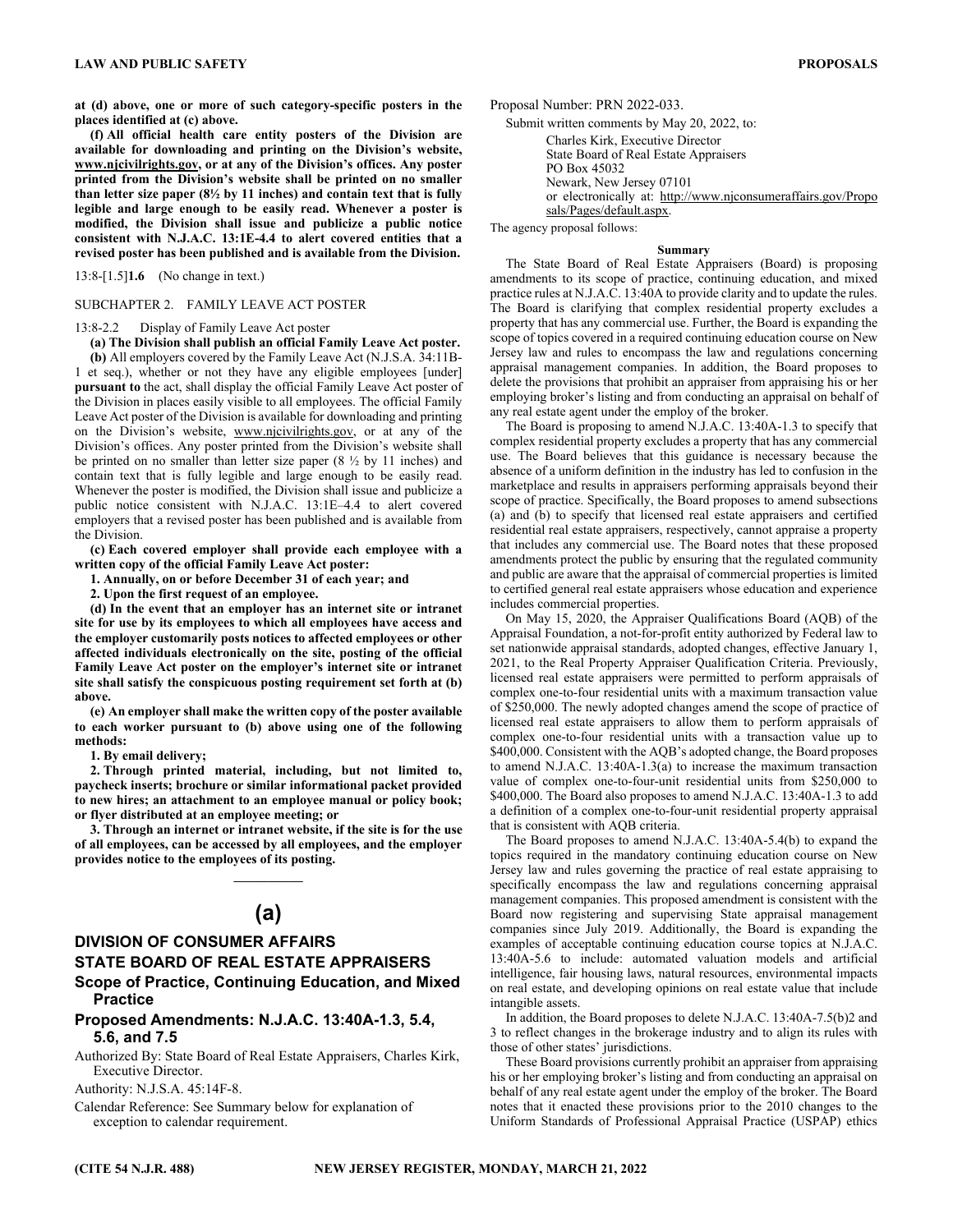**at (d) above, one or more of such category-specific posters in the places identified at (c) above.**

**(f) All official health care entity posters of the Division are available for downloading and printing on the Division's website, www.njcivilrights.gov, or at any of the Division's offices. Any poster printed from the Division's website shall be printed on no smaller than letter size paper (8½ by 11 inches) and contain text that is fully legible and large enough to be easily read. Whenever a poster is modified, the Division shall issue and publicize a public notice consistent with N.J.A.C. 13:1E-4.4 to alert covered entities that a revised poster has been published and is available from the Division.**

13:8-[1.5]**1.6** (No change in text.)

SUBCHAPTER 2. FAMILY LEAVE ACT POSTER

13:8-2.2 Display of Family Leave Act poster

**(a) The Division shall publish an official Family Leave Act poster.**

**(b)** All employers covered by the Family Leave Act (N.J.S.A. 34:11B-1 et seq.), whether or not they have any eligible employees [under] **pursuant to** the act, shall display the official Family Leave Act poster of the Division in places easily visible to all employees. The official Family Leave Act poster of the Division is available for downloading and printing on the Division's website, www.njcivilrights.gov, or at any of the Division's offices. Any poster printed from the Division's website shall be printed on no smaller than letter size paper (8 ½ by 11 inches) and contain text that is fully legible and large enough to be easily read. Whenever the poster is modified, the Division shall issue and publicize a public notice consistent with N.J.A.C. 13:1E–4.4 to alert covered employers that a revised poster has been published and is available from the Division.

**(c) Each covered employer shall provide each employee with a written copy of the official Family Leave Act poster:**

**1. Annually, on or before December 31 of each year; and**

**2. Upon the first request of an employee.**

**(d) In the event that an employer has an internet site or intranet site for use by its employees to which all employees have access and the employer customarily posts notices to affected employees or other affected individuals electronically on the site, posting of the official Family Leave Act poster on the employer's internet site or intranet site shall satisfy the conspicuous posting requirement set forth at (b) above.**

**(e) An employer shall make the written copy of the poster available to each worker pursuant to (b) above using one of the following methods:**

**1. By email delivery;**

**2. Through printed material, including, but not limited to, paycheck inserts; brochure or similar informational packet provided to new hires; an attachment to an employee manual or policy book; or flyer distributed at an employee meeting; or**

**3. Through an internet or intranet website, if the site is for the use of all employees, can be accessed by all employees, and the employer provides notice to the employees of its posting.**

---

## (a)

## DIVISION OF CONSUMER AFFAIRS

## STATE BOARD OF REAL ESTATE APPRAISERS

### Scope of Practice, Continuing Education, and Mixed Practice

### Proposed Amendments: N.J.A.C. 13:40A-1.3, 5.4, 5.6, and 7.5

Authorized By: State Board of Real Estate Appraisers, Charles Kirk, Executive Director.

Authority: N.J.S.A. 45:14F-8.

Calendar Reference: See Summary below for explanation of exception to calendar requirement.

Proposal Number: PRN 2022-033.

Submit written comments by May 20, 2022, to:

Charles Kirk, Executive Director
State Board of Real Estate Appraisers
PO Box 45032
Newark, New Jersey 07101
or electronically at: http://www.njconsumeraffairs.gov/Proposals/Pages/default.aspx.

The agency proposal follows:

**Summary**

The State Board of Real Estate Appraisers (Board) is proposing amendments to its scope of practice, continuing education, and mixed practice rules at N.J.A.C. 13:40A to provide clarity and to update the rules. The Board is clarifying that complex residential property excludes a property that has any commercial use. Further, the Board is expanding the scope of topics covered in a required continuing education course on New Jersey law and rules to encompass the law and regulations concerning appraisal management companies. In addition, the Board proposes to delete the provisions that prohibit an appraiser from appraising his or her employing broker's listing and from conducting an appraisal on behalf of any real estate agent under the employ of the broker.

The Board is proposing to amend N.J.A.C. 13:40A-1.3 to specify that complex residential property excludes a property that has any commercial use. The Board believes that this guidance is necessary because the absence of a uniform definition in the industry has led to confusion in the marketplace and results in appraisers performing appraisals beyond their scope of practice. Specifically, the Board proposes to amend subsections (a) and (b) to specify that licensed real estate appraisers and certified residential real estate appraisers, respectively, cannot appraise a property that includes any commercial use. The Board notes that these proposed amendments protect the public by ensuring that the regulated community and public are aware that the appraisal of commercial properties is limited to certified general real estate appraisers whose education and experience includes commercial properties.

On May 15, 2020, the Appraiser Qualifications Board (AQB) of the Appraisal Foundation, a not-for-profit entity authorized by Federal law to set nationwide appraisal standards, adopted changes, effective January 1, 2021, to the Real Property Appraiser Qualification Criteria. Previously, licensed real estate appraisers were permitted to perform appraisals of complex one-to-four residential units with a maximum transaction value of $250,000. The newly adopted changes amend the scope of practice of licensed real estate appraisers to allow them to perform appraisals of complex one-to-four residential units with a transaction value up to $400,000. Consistent with the AQB's adopted change, the Board proposes to amend N.J.A.C. 13:40A-1.3(a) to increase the maximum transaction value of complex one-to-four-unit residential units from $250,000 to $400,000. The Board also proposes to amend N.J.A.C. 13:40A-1.3 to add a definition of a complex one-to-four-unit residential property appraisal that is consistent with AQB criteria.

The Board proposes to amend N.J.A.C. 13:40A-5.4(b) to expand the topics required in the mandatory continuing education course on New Jersey law and rules governing the practice of real estate appraising to specifically encompass the law and regulations concerning appraisal management companies. This proposed amendment is consistent with the Board now registering and supervising State appraisal management companies since July 2019. Additionally, the Board is expanding the examples of acceptable continuing education course topics at N.J.A.C. 13:40A-5.6 to include: automated valuation models and artificial intelligence, fair housing laws, natural resources, environmental impacts on real estate, and developing opinions on real estate value that include intangible assets.

In addition, the Board proposes to delete N.J.A.C. 13:40A-7.5(b)2 and 3 to reflect changes in the brokerage industry and to align its rules with those of other states' jurisdictions.

These Board provisions currently prohibit an appraiser from appraising his or her employing broker's listing and from conducting an appraisal on behalf of any real estate agent under the employ of the broker. The Board notes that it enacted these provisions prior to the 2010 changes to the Uniform Standards of Professional Appraisal Practice (USPAP) ethics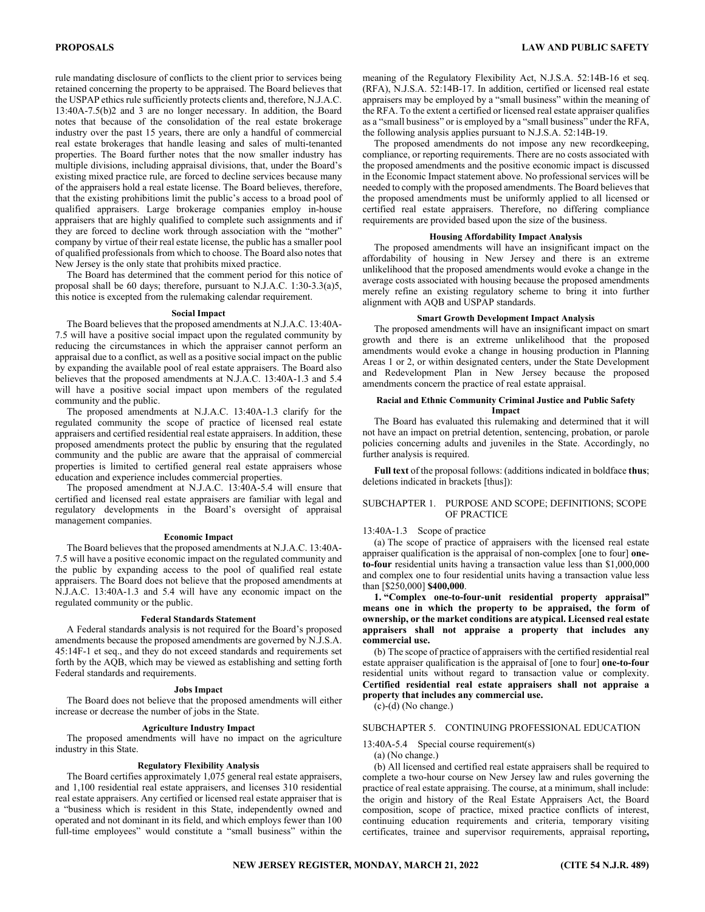rule mandating disclosure of conflicts to the client prior to services being retained concerning the property to be appraised. The Board believes that the USPAP ethics rule sufficiently protects clients and, therefore, N.J.A.C. 13:40A-7.5(b)2 and 3 are no longer necessary. In addition, the Board notes that because of the consolidation of the real estate brokerage industry over the past 15 years, there are only a handful of commercial real estate brokerages that handle leasing and sales of multi-tenanted properties. The Board further notes that the now smaller industry has multiple divisions, including appraisal divisions, that, under the Board's existing mixed practice rule, are forced to decline services because many of the appraisers hold a real estate license. The Board believes, therefore, that the existing prohibitions limit the public's access to a broad pool of qualified appraisers. Large brokerage companies employ in-house appraisers that are highly qualified to complete such assignments and if they are forced to decline work through association with the "mother" company by virtue of their real estate license, the public has a smaller pool of qualified professionals from which to choose. The Board also notes that New Jersey is the only state that prohibits mixed practice.

The Board has determined that the comment period for this notice of proposal shall be 60 days; therefore, pursuant to N.J.A.C. 1:30-3.3(a)5, this notice is excepted from the rulemaking calendar requirement.

### Social Impact

The Board believes that the proposed amendments at N.J.A.C. 13:40A-7.5 will have a positive social impact upon the regulated community by reducing the circumstances in which the appraiser cannot perform an appraisal due to a conflict, as well as a positive social impact on the public by expanding the available pool of real estate appraisers. The Board also believes that the proposed amendments at N.J.A.C. 13:40A-1.3 and 5.4 will have a positive social impact upon members of the regulated community and the public.

The proposed amendments at N.J.A.C. 13:40A-1.3 clarify for the regulated community the scope of practice of licensed real estate appraisers and certified residential real estate appraisers. In addition, these proposed amendments protect the public by ensuring that the regulated community and the public are aware that the appraisal of commercial properties is limited to certified general real estate appraisers whose education and experience includes commercial properties.

The proposed amendment at N.J.A.C. 13:40A-5.4 will ensure that certified and licensed real estate appraisers are familiar with legal and regulatory developments in the Board's oversight of appraisal management companies.

### Economic Impact

The Board believes that the proposed amendments at N.J.A.C. 13:40A-7.5 will have a positive economic impact on the regulated community and the public by expanding access to the pool of qualified real estate appraisers. The Board does not believe that the proposed amendments at N.J.A.C. 13:40A-1.3 and 5.4 will have any economic impact on the regulated community or the public.

### Federal Standards Statement

A Federal standards analysis is not required for the Board's proposed amendments because the proposed amendments are governed by N.J.S.A. 45:14F-1 et seq., and they do not exceed standards and requirements set forth by the AQB, which may be viewed as establishing and setting forth Federal standards and requirements.

### Jobs Impact

The Board does not believe that the proposed amendments will either increase or decrease the number of jobs in the State.

### Agriculture Industry Impact

The proposed amendments will have no impact on the agriculture industry in this State.

### Regulatory Flexibility Analysis

The Board certifies approximately 1,075 general real estate appraisers, and 1,100 residential real estate appraisers, and licenses 310 residential real estate appraisers. Any certified or licensed real estate appraiser that is a "business which is resident in this State, independently owned and operated and not dominant in its field, and which employs fewer than 100 full-time employees" would constitute a "small business" within the meaning of the Regulatory Flexibility Act, N.J.S.A. 52:14B-16 et seq. (RFA), N.J.S.A. 52:14B-17. In addition, certified or licensed real estate appraisers may be employed by a "small business" within the meaning of the RFA. To the extent a certified or licensed real estate appraiser qualifies as a "small business" or is employed by a "small business" under the RFA, the following analysis applies pursuant to N.J.S.A. 52:14B-19.

The proposed amendments do not impose any new recordkeeping, compliance, or reporting requirements. There are no costs associated with the proposed amendments and the positive economic impact is discussed in the Economic Impact statement above. No professional services will be needed to comply with the proposed amendments. The Board believes that the proposed amendments must be uniformly applied to all licensed or certified real estate appraisers. Therefore, no differing compliance requirements are provided based upon the size of the business.

### Housing Affordability Impact Analysis

The proposed amendments will have an insignificant impact on the affordability of housing in New Jersey and there is an extreme unlikelihood that the proposed amendments would evoke a change in the average costs associated with housing because the proposed amendments merely refine an existing regulatory scheme to bring it into further alignment with AQB and USPAP standards.

### Smart Growth Development Impact Analysis

The proposed amendments will have an insignificant impact on smart growth and there is an extreme unlikelihood that the proposed amendments would evoke a change in housing production in Planning Areas 1 or 2, or within designated centers, under the State Development and Redevelopment Plan in New Jersey because the proposed amendments concern the practice of real estate appraisal.

### Racial and Ethnic Community Criminal Justice and Public Safety Impact

The Board has evaluated this rulemaking and determined that it will not have an impact on pretrial detention, sentencing, probation, or parole policies concerning adults and juveniles in the State. Accordingly, no further analysis is required.

**Full text** of the proposal follows: (additions indicated in boldface **thus**; deletions indicated in brackets [thus]):

SUBCHAPTER 1. PURPOSE AND SCOPE; DEFINITIONS; SCOPE OF PRACTICE

13:40A-1.3 Scope of practice

(a) The scope of practice of appraisers with the licensed real estate appraiser qualification is the appraisal of non-complex [one to four] **one-to-four** residential units having a transaction value less than $1,000,000 and complex one to four residential units having a transaction value less than [$250,000] **$400,000**.

**1. "Complex one-to-four-unit residential property appraisal" means one in which the property to be appraised, the form of ownership, or the market conditions are atypical. Licensed real estate appraisers shall not appraise a property that includes any commercial use.**

(b) The scope of practice of appraisers with the certified residential real estate appraiser qualification is the appraisal of [one to four] **one-to-four** residential units without regard to transaction value or complexity. **Certified residential real estate appraisers shall not appraise a property that includes any commercial use.**

(c)-(d) (No change.)

SUBCHAPTER 5. CONTINUING PROFESSIONAL EDUCATION

13:40A-5.4 Special course requirement(s)

(a) (No change.)

(b) All licensed and certified real estate appraisers shall be required to complete a two-hour course on New Jersey law and rules governing the practice of real estate appraising. The course, at a minimum, shall include: the origin and history of the Real Estate Appraisers Act, the Board composition, scope of practice, mixed practice conflicts of interest, continuing education requirements and criteria, temporary visiting certificates, trainee and supervisor requirements, appraisal reporting**,**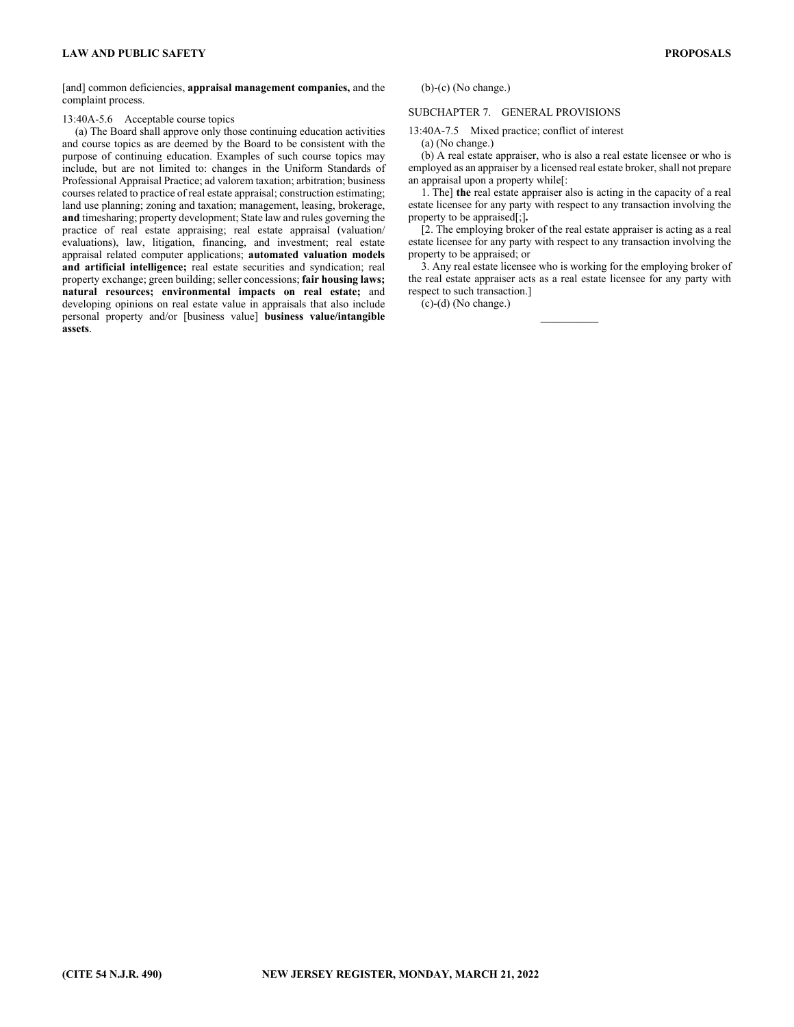[and] common deficiencies, **appraisal management companies,** and the complaint process.

13:40A-5.6 Acceptable course topics

(a) The Board shall approve only those continuing education activities and course topics as are deemed by the Board to be consistent with the purpose of continuing education. Examples of such course topics may include, but are not limited to: changes in the Uniform Standards of Professional Appraisal Practice; ad valorem taxation; arbitration; business courses related to practice of real estate appraisal; construction estimating; land use planning; zoning and taxation; management, leasing, brokerage, **and** timesharing; property development; State law and rules governing the practice of real estate appraising; real estate appraisal (valuation/ evaluations), law, litigation, financing, and investment; real estate appraisal related computer applications; **automated valuation models and artificial intelligence;** real estate securities and syndication; real property exchange; green building; seller concessions; **fair housing laws; natural resources; environmental impacts on real estate;** and developing opinions on real estate value in appraisals that also include personal property and/or [business value] **business value/intangible assets**.

(b)-(c) (No change.)

SUBCHAPTER 7. GENERAL PROVISIONS

13:40A-7.5 Mixed practice; conflict of interest

(a) (No change.)

(b) A real estate appraiser, who is also a real estate licensee or who is employed as an appraiser by a licensed real estate broker, shall not prepare an appraisal upon a property while[:

1. The] **the** real estate appraiser also is acting in the capacity of a real estate licensee for any party with respect to any transaction involving the property to be appraised[;]**.**

[2. The employing broker of the real estate appraiser is acting as a real estate licensee for any party with respect to any transaction involving the property to be appraised; or

3. Any real estate licensee who is working for the employing broker of the real estate appraiser acts as a real estate licensee for any party with respect to such transaction.]

(c)-(d) (No change.)